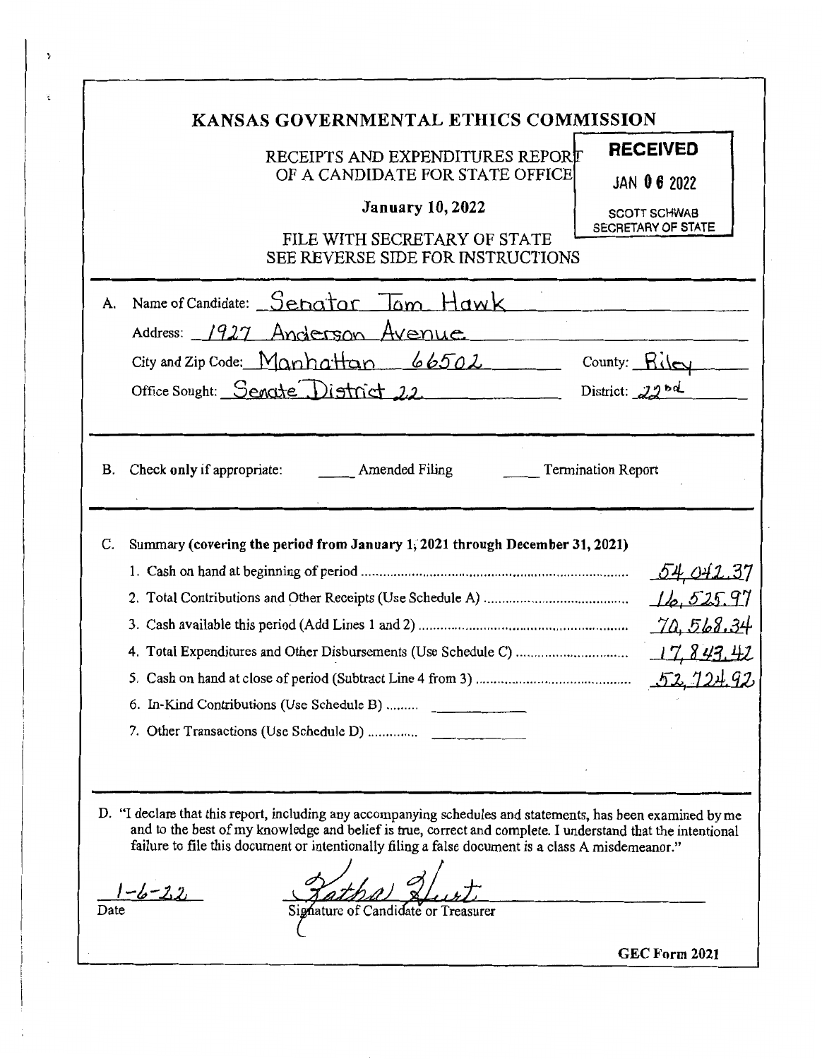# KANSAS GOVERNMENTAL ETHICS COMMISSION

RECEIPTS AND EXPENDITURES REPORT OF A CANDIDATE FOR STATE OFFICE

**January 10, 2022**

FILE WITH SECRETARY OF STATE
SEE REVERSE SIDE FOR INSTRUCTIONS

**RECEIVED**
JAN 06 2022
SCOTT SCHWAB
SECRETARY OF STATE

A. Name of Candidate: Senator Tom Hawk

Address: 1927 Anderson Avenue

City and Zip Code: Manhattan 66502 County: Riley

Office Sought: Senate District 22 District: 22nd

B. Check only if appropriate: \_\_\_\_ Amended Filing \_\_\_\_ Termination Report

C. Summary **(covering the period from January 1, 2021 through December 31, 2021)**

| | |
|---|---|
| 1. Cash on hand at beginning of period | 54,042.37 |
| 2. Total Contributions and Other Receipts (Use Schedule A) | 16,525.97 |
| 3. Cash available this period (Add Lines 1 and 2) | 70,568.34 |
| 4. Total Expenditures and Other Disbursements (Use Schedule C) | 17,843.42 |
| 5. Cash on hand at close of period (Subtract Line 4 from 3) | 52,724.92 |
| 6. In-Kind Contributions (Use Schedule B) | |
| 7. Other Transactions (Use Schedule D) | |

D. "I declare that this report, including any accompanying schedules and statements, has been examined by me and to the best of my knowledge and belief is true, correct and complete. I understand that the intentional failure to file this document or intentionally filing a false document is a class A misdemeanor."

1-6-22
Date

Kathy Hurt
Signature of Candidate or Treasurer

**GEC Form 2021**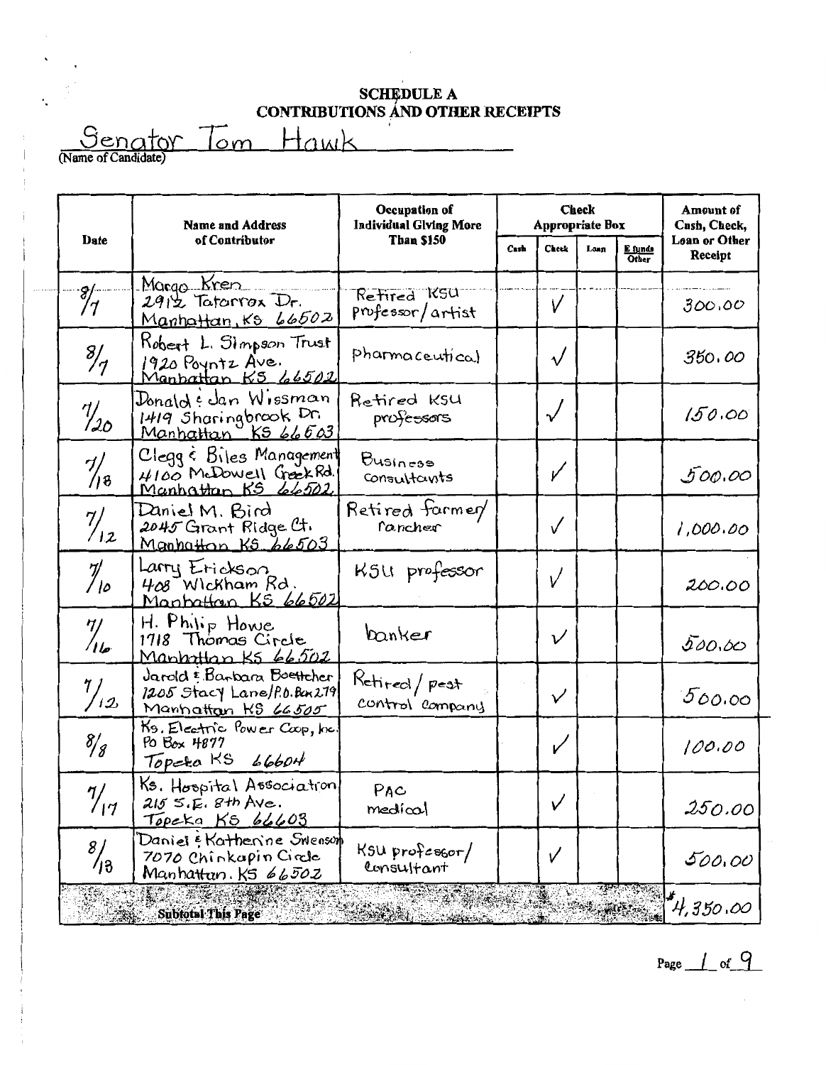# SCHEDULE A
## CONTRIBUTIONS AND OTHER RECEIPTS

Senator Tom Hawk
(Name of Candidate)

| Date | Name and Address of Contributor | Occupation of Individual Giving More Than $150 | Check Appropriate Box | | | | Amount of Cash, Check, Loan or Other Receipt |
|---|---|---|---|---|---|---|---|
| | | | Cash | Check | Loan | E funds Other | |
| 8/7 | Margo Kren<br>2912 Tatarrax Dr.<br>Manhattan, KS 66502 | Retired KSU professor/artist | | ✓ | | | 300.00 |
| 8/7 | Robert L. Simpson Trust<br>1920 Poyntz Ave.<br>Manhattan KS 66502 | pharmaceutical | | ✓ | | | 350.00 |
| 7/20 | Donald & Jan Wissman<br>1419 Sharingbrook Dr.<br>Manhattan KS 66503 | Retired KSU professors | | ✓ | | | 150.00 |
| 7/18 | Clegg & Biles Management<br>4100 McDowell Creek Rd.<br>Manhattan KS 66502 | Business consultants | | ✓ | | | 500.00 |
| 7/12 | Daniel M. Bird<br>2045 Grant Ridge Ct.<br>Manhattan KS 66503 | Retired farmer/rancher | | ✓ | | | 1,000.00 |
| 7/10 | Larry Erickson<br>408 Wickham Rd.<br>Manhattan KS 66502 | KSU professor | | ✓ | | | 200.00 |
| 7/16 | H. Philip Howe<br>1718 Thomas Circle<br>Manhattan KS 66502 | banker | | ✓ | | | 500.00 |
| 7/12 | Jarold & Barbara Boettcher<br>1205 Stacy Lane/P.O. Box 279<br>Manhattan KS 66505 | Retired/pest control company | | ✓ | | | 500.00 |
| 8/8 | Ks. Electric Power Coop, Inc.<br>PO Box 4877<br>Topeka KS 66604 | | | ✓ | | | 100.00 |
| 7/17 | Ks. Hospital Association<br>215 S.E. 8th Ave.<br>Topeka KS 66603 | PAC medical | | ✓ | | | 250.00 |
| 8/13 | Daniel & Katherine Swenson<br>7070 Chinkapin Circle<br>Manhattan. KS 66502 | KSU professor/consultant | | ✓ | | | 500.00 |
| | **Subtotal This Page** | | | | | | *4,350.00 |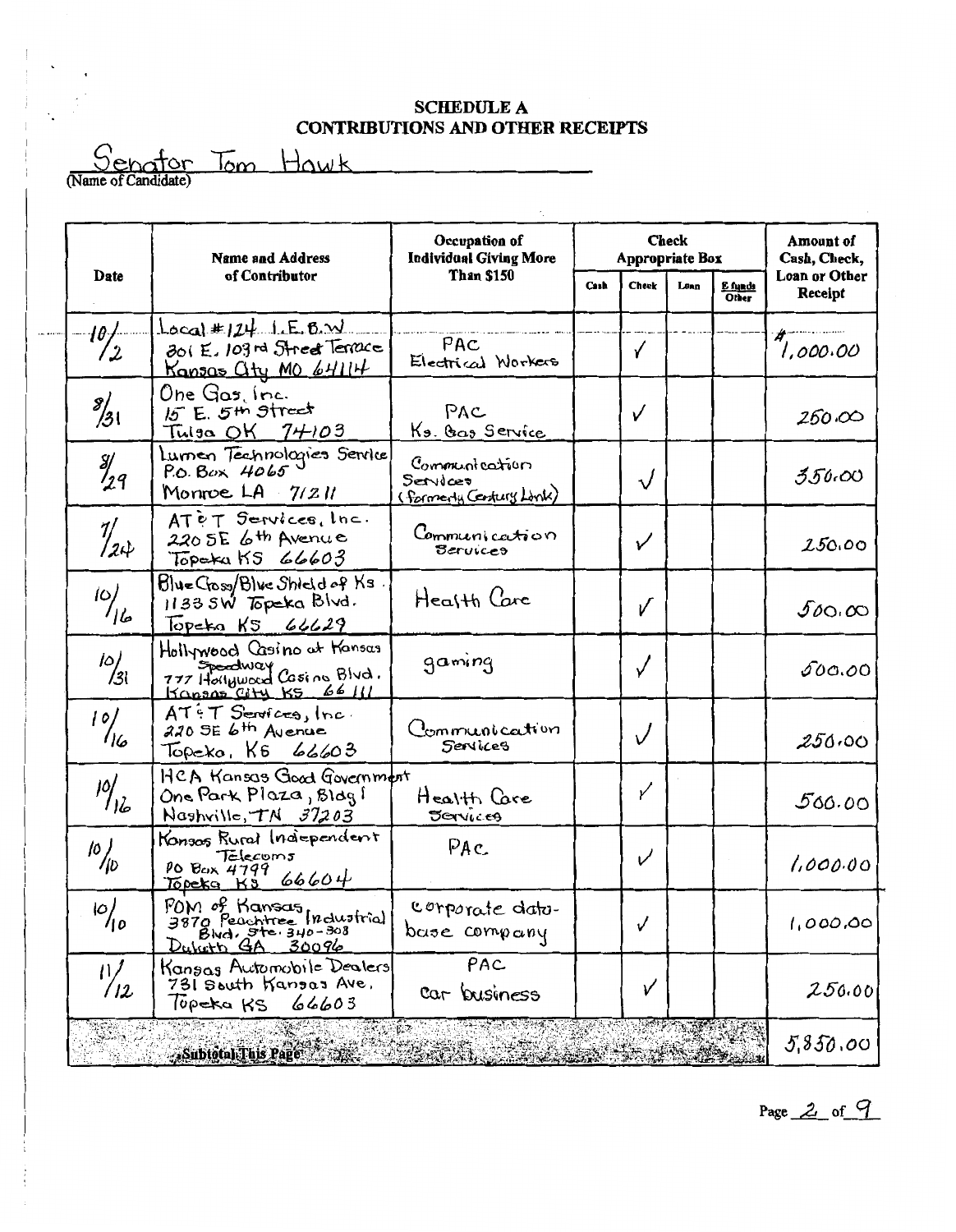# SCHEDULE A
## CONTRIBUTIONS AND OTHER RECEIPTS

Senator Tom Hawk
(Name of Candidate)

| Date | Name and Address of Contributor | Occupation of Individual Giving More Than $150 | Check Appropriate Box | | | | Amount of Cash, Check, Loan or Other Receipt |
|---|---|---|---|---|---|---|---|
| | | | Cash | Check | Loan | E funds Other | |
| 10/2 | Local #124 I.E.B.W 301 E. 103rd Street Terrace Kansas City MO 64114 | PAC Electrical Workers | | ✓ | | | $1,000.00 |
| 8/31 | One Gas, Inc. 15 E. 5th Street Tulsa OK 74103 | PAC Ks. Gas Service | | ✓ | | | 250.00 |
| 8/29 | Lumen Technologies Service P.O. Box 4065 Monroe LA 71211 | Communication Services (formerly Century Link) | | ✓ | | | 350.00 |
| 7/24 | AT&T Services, Inc. 220 SE 6th Avenue Topeka KS 66603 | Communication Services | | ✓ | | | 250.00 |
| 10/16 | Blue Cross/Blue Shield of Ks. 1133 SW Topeka Blvd. Topeka KS 66629 | Health Care | | ✓ | | | 500.00 |
| 10/31 | Hollywood Casino at Kansas Speedway 777 Hollywood Casino Blvd. Kansas City KS 66111 | gaming | | ✓ | | | 500.00 |
| 10/16 | AT&T Services, Inc. 220 SE 6th Avenue Topeka, KS 66603 | Communication Services | | ✓ | | | 250.00 |
| 10/16 | HCA Kansas Good Government One Park Plaza, Bldg I Nashville, TN 37203 | Health Care Services | | ✓ | | | 500.00 |
| 10/10 | Kansas Rural Independent Telecoms PO Box 4799 Topeka KS 66604 | PAC | | ✓ | | | 1,000.00 |
| 10/10 | POM of Kansas 3870 Peachtree Industrial Blvd. Ste. 340-303 Duluth GA 30096 | corporate data-base company | | ✓ | | | 1,000.00 |
| 11/12 | Kansas Automobile Dealers 731 South Kansas Ave. Topeka KS 66603 | PAC car business | | ✓ | | | 250.00 |
| | Subtotal This Page | | | | | | 5,850.00 |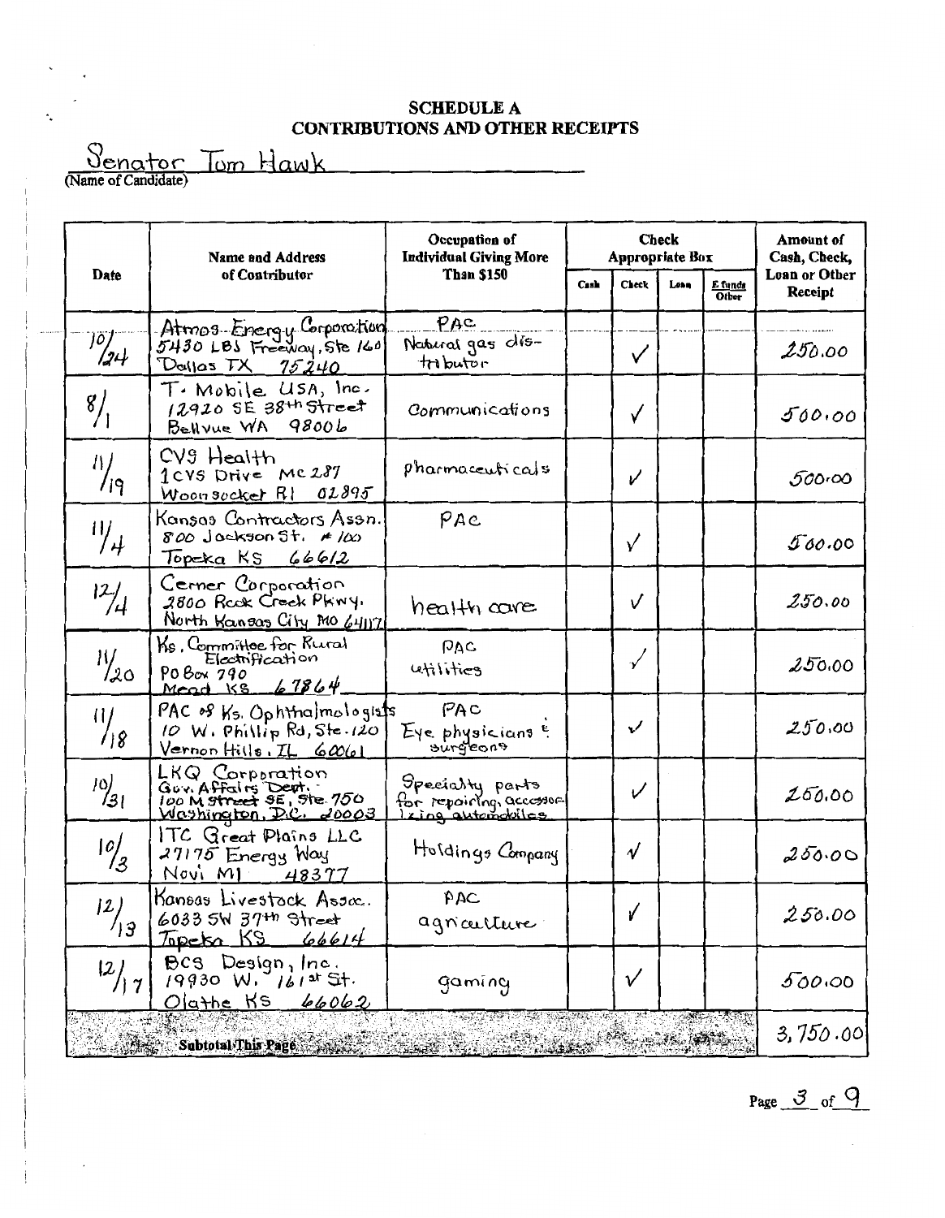## SCHEDULE A
## CONTRIBUTIONS AND OTHER RECEIPTS

Senator Tom Hawk
(Name of Candidate)

| Date | Name and Address of Contributor | Occupation of Individual Giving More Than $150 | Check Appropriate Box | | | | Amount of Cash, Check, Loan or Other Receipt |
|---|---|---|---|---|---|---|---|
| | | | Cash | Check | Loan | E-funds Other | |
| 10/24 | Atmos Energy Corporation 5430 LBJ Freeway, Ste 160 Dallas TX 75240 | PAC Natural gas distributor | | ✓ | | | 250.00 |
| 8/1 | T-Mobile USA, Inc. 12920 SE 38th Street Bellvue WA 98006 | Communications | | ✓ | | | 500.00 |
| 11/19 | CVS Health 1 CVS Drive MC 287 Woonsocket RI 02895 | pharmaceuticals | | ✓ | | | 500.00 |
| 11/4 | Kansas Contractors Assn. 800 Jackson St. #100 Topeka KS 66612 | PAC | | ✓ | | | 500.00 |
| 12/4 | Cerner Corporation 2800 Rock Creek Pkwy. North Kansas City MO 64117 | health care | | ✓ | | | 250.00 |
| 11/20 | Ks. Committee for Rural Electrification PO Box 790 Mead KS 67864 | PAC utilities | | ✓ | | | 250.00 |
| 11/18 | PAC of Ks. Ophthalmologists 10 W. Phillip Rd, Ste. 120 Vernon Hills, IL 60061 | PAC Eye physicians & surgeons | | ✓ | | | 250.00 |
| 10/31 | LKQ Corporation Gov. Affairs Dept. 100 M Street SE, Ste. 750 Washington, D.C. 20003 | Specialty parts for repairing, accessorizing automobiles | | ✓ | | | 250.00 |
| 10/3 | ITC Great Plains LLC 27175 Energy Way Novi MI 48377 | Holdings Company | | ✓ | | | 250.00 |
| 12/13 | Kansas Livestock Assoc. 6033 SW 37th Street Topeka KS 66614 | PAC agriculture | | ✓ | | | 250.00 |
| 12/17 | BCS Design, Inc. 19930 W. 161st St. Olathe KS 66062 | gaming | | ✓ | | | 500.00 |
| | Subtotal This Page | | | | | | 3,750.00 |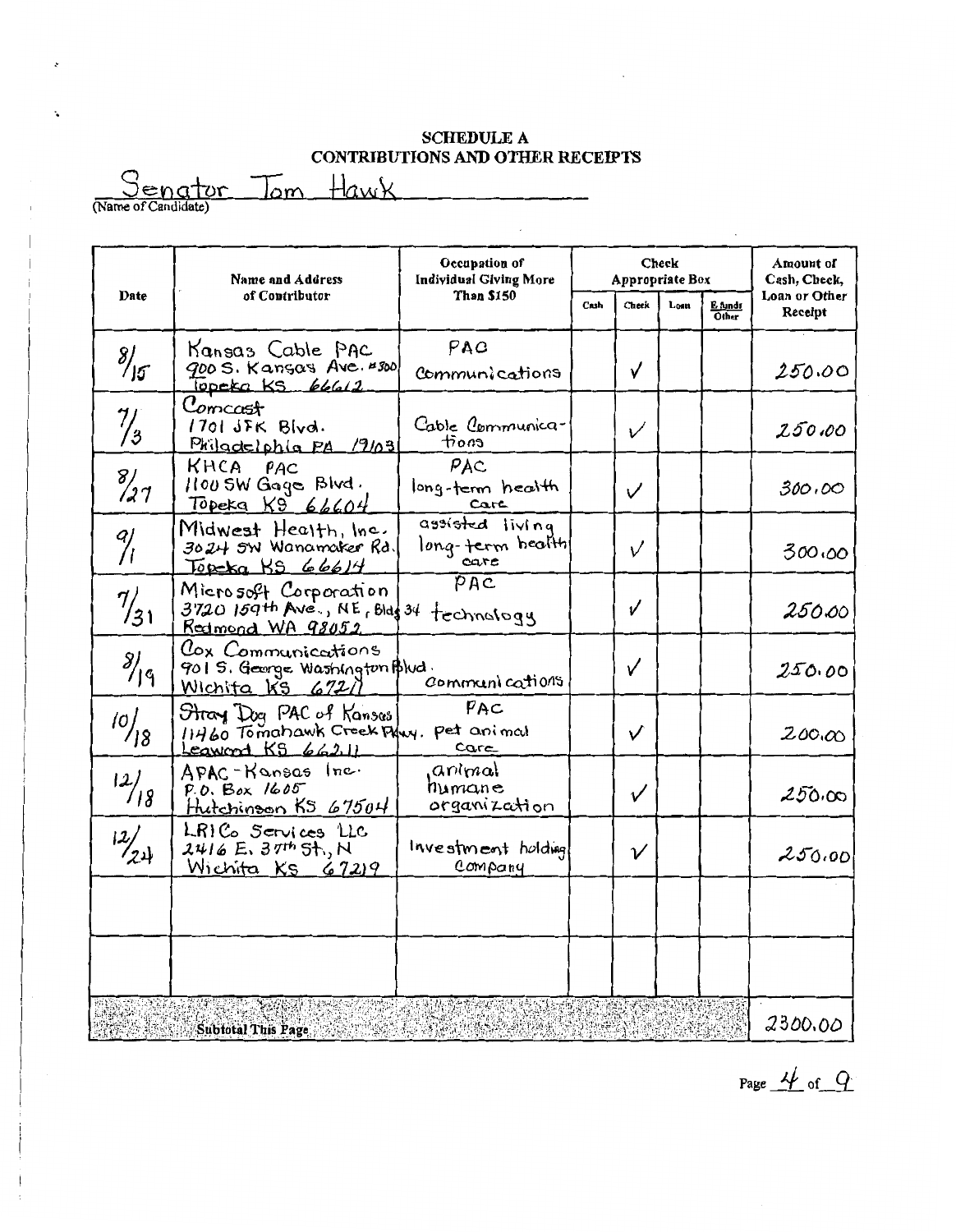## SCHEDULE A
## CONTRIBUTIONS AND OTHER RECEIPTS

Senator Tom Hawk
(Name of Candidate)

| Date | Name and Address of Contributor | Occupation of Individual Giving More Than $150 | Check Appropriate Box | | | | Amount of Cash, Check, Loan or Other Receipt |
|---|---|---|---|---|---|---|---|
| | | | Cash | Check | Loan | E-funds Other | |
| 8/15 | Kansas Cable PAC 900 S. Kansas Ave. #300 Topeka KS 66612 | PAC Communications | | ✓ | | | 250.00 |
| 7/3 | Comcast 1701 JFK Blvd. Philadelphia PA 19103 | Cable Communications | | ✓ | | | 250.00 |
| 8/27 | KHCA PAC 1100 SW Gage Blvd. Topeka KS 66604 | PAC long-term health care | | ✓ | | | 300.00 |
| 9/1 | Midwest Health, Inc. 3024 SW Wanamaker Rd. Topeka KS 66614 | assisted living long-term health care | | ✓ | | | 300.00 |
| 7/31 | Microsoft Corporation 3720 159th Ave., NE, Bldg 34 Redmond WA 98052 | PAC technology | | ✓ | | | 250.00 |
| 8/19 | Cox Communications 901 S. George Washington Blvd. Wichita KS 67211 | Communications | | ✓ | | | 250.00 |
| 10/18 | Stray Dog PAC of Kansas 11460 Tomahawk Creek Pkwy. Leawood KS 66211 | PAC pet animal care | | ✓ | | | 200.00 |
| 12/18 | APAC-Kansas Inc. P.O. Box 1605 Hutchinson KS 67504 | animal humane organization | | ✓ | | | 250.00 |
| 12/24 | LRICo Services LLC 2416 E. 37th St., N Wichita KS 67219 | Investment holding company | | ✓ | | | 250.00 |
| | | | | | | | |
| | | | | | | | |
| | **Subtotal This Page** | | | | | | 2300.00 |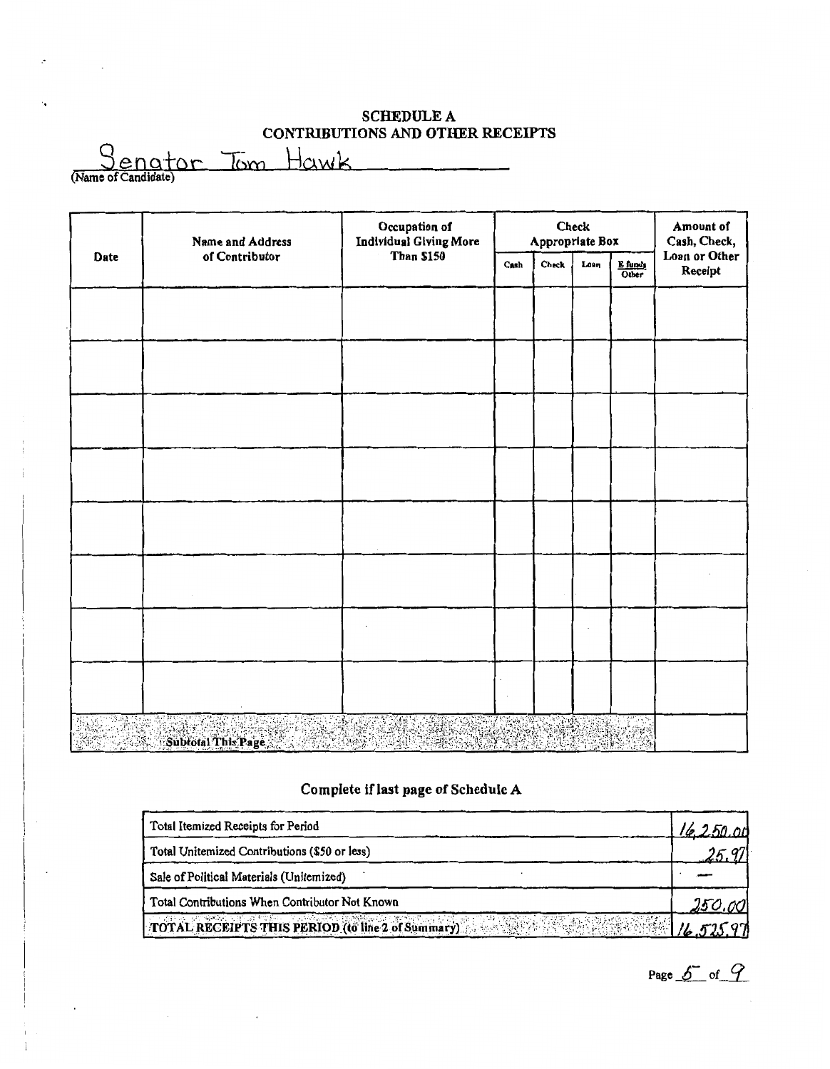# SCHEDULE A
## CONTRIBUTIONS AND OTHER RECEIPTS

Senator Tom Hawk
(Name of Candidate)

| Date | Name and Address of Contributor | Occupation of Individual Giving More Than $150 | Check Appropriate Box | | | | Amount of Cash, Check, Loan or Other Receipt |
|---|---|---|---|---|---|---|---|
| | | | Cash | Check | Loan | E funds Other | |
| | | | | | | | |
| | | | | | | | |
| | | | | | | | |
| | | | | | | | |
| | | | | | | | |
| | | | | | | | |
| | | | | | | | |
| | | | | | | | |
| | Subtotal This Page | | | | | | |

### Complete if last page of Schedule A

| | |
|---|---|
| Total Itemized Receipts for Period | 16,250.00 |
| Total Unitemized Contributions ($50 or less) | 25.97 |
| Sale of Political Materials (Unitemized) | — |
| Total Contributions When Contributor Not Known | 250.00 |
| **TOTAL RECEIPTS THIS PERIOD (to line 2 of Summary)** | 16,525.97 |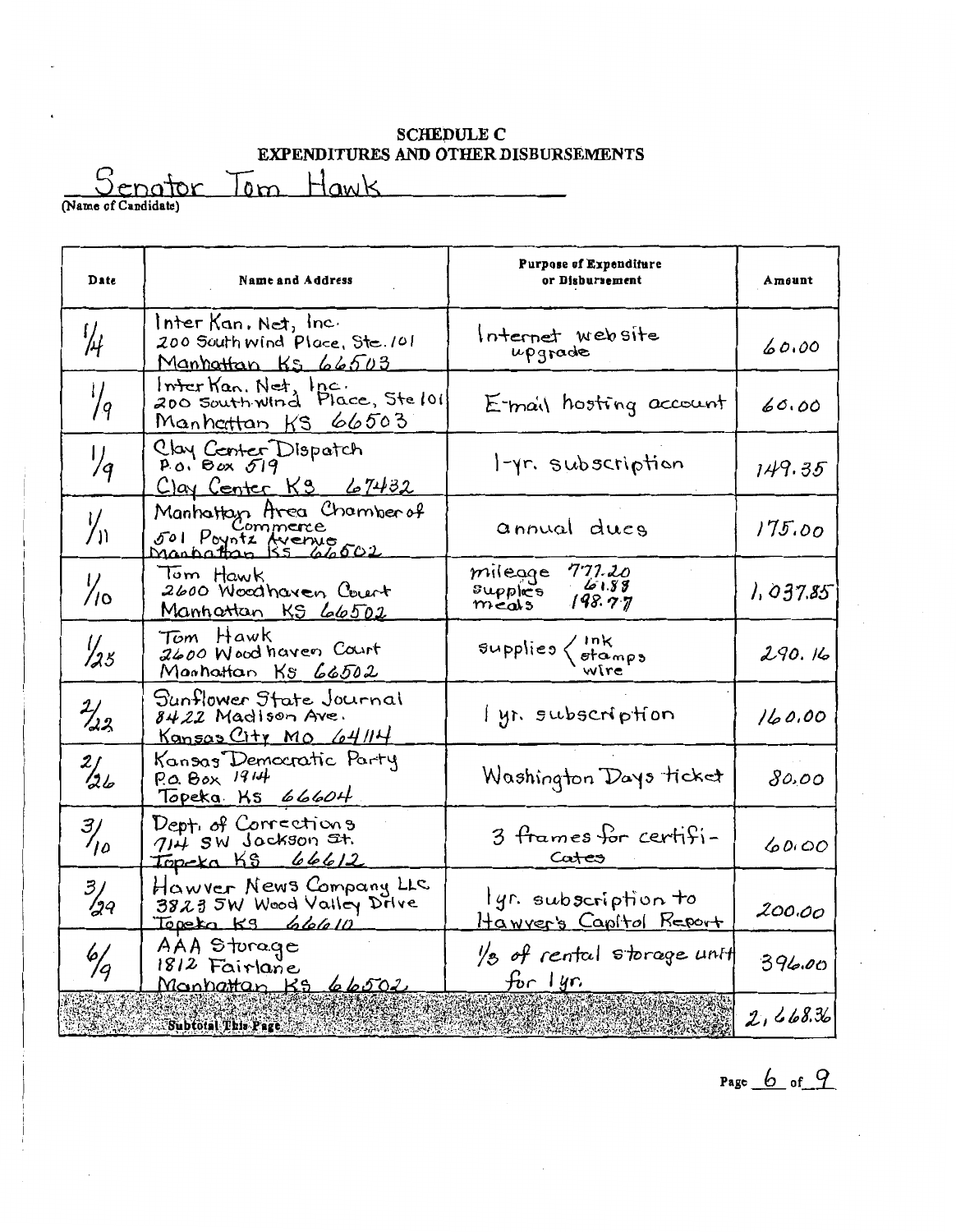# SCHEDULE C
## EXPENDITURES AND OTHER DISBURSEMENTS

Senator Tom Hawk
(Name of Candidate)

| Date | Name and Address | Purpose of Expenditure or Disbursement | Amount |
|---|---|---|---|
| 1/4 | Inter Kan. Net, Inc. 200 South Wind Place, Ste. 101 Manhattan KS 66503 | Internet website upgrade | 60.00 |
| 1/9 | Inter Kan. Net, Inc. 200 South Wind Place, Ste 101 Manhattan KS 66503 | E-mail hosting account | 60.00 |
| 1/9 | Clay Center Dispatch P.O. Box 519 Clay Center KS 67432 | 1-yr. subscription | 149.35 |
| 1/11 | Manhattan Area Chamber of Commerce 501 Poyntz Avenue Manhattan KS 66502 | annual dues | 175.00 |
| 1/10 | Tom Hawk 2600 Woodhaven Court Manhattan KS 66502 | mileage 777.20 supplies 61.88 meals 198.77 | 1,037.85 |
| 1/25 | Tom Hawk 2600 Woodhaven Court Manhattan KS 66502 | supplies (ink, stamps, wire) | 290.16 |
| 2/22 | Sunflower State Journal 8422 Madison Ave. Kansas City MO 64114 | 1 yr. subscription | 160.00 |
| 2/26 | Kansas Democratic Party P.O. Box 1914 Topeka KS 66604 | Washington Days ticket | 80.00 |
| 3/10 | Dept. of Corrections 714 SW Jackson St. Topeka KS 66612 | 3 frames for certificates | 60.00 |
| 3/29 | Hawver News Company LLC 3823 SW Wood Valley Drive Topeka KS 66610 | 1yr. subscription to Hawver's Capitol Report | 200.00 |
| 6/9 | AAA Storage 1812 Fairlane Manhattan KS 66502 | 1/3 of rental storage unit for 1yr. | 396.00 |
| | Subtotal This Page | | 2,668.36 |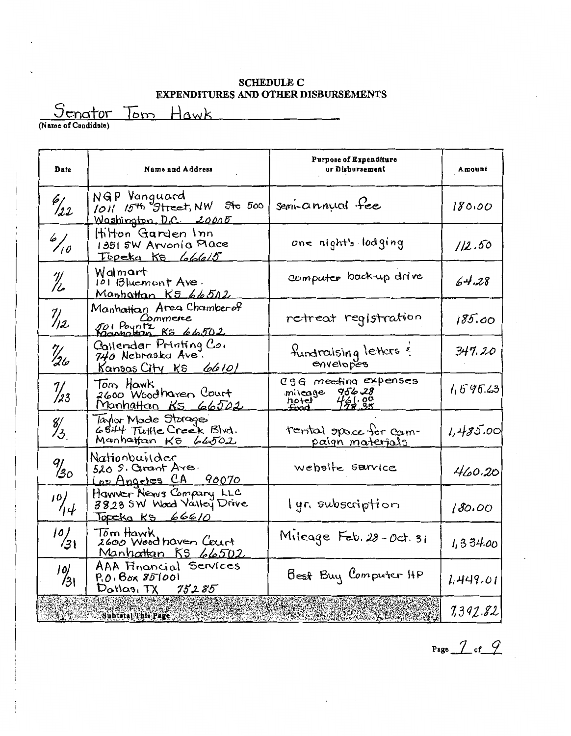**SCHEDULE C**
**EXPENDITURES AND OTHER DISBURSEMENTS**

Senator Tom Hawk
(Name of Candidate)

| Date | Name and Address | Purpose of Expenditure or Disbursement | Amount |
|---|---|---|---|
| 6/22 | NGP Vanguard<br>1011 15th Street, NW Ste 500<br>Washington, D.C. 20005 | semi-annual fee | 180.00 |
| 6/10 | Hilton Garden Inn<br>1351 SW Arvonia Place<br>Topeka KS 66615 | one night's lodging | 112.50 |
| 7/6 | Walmart<br>101 Bluemont Ave.<br>Manhattan KS 66502 | computer back-up drive | 64.28 |
| 7/12 | Manhattan Area Chamber of Commerce<br>501 Poyntz<br>Manhattan KS 66502 | retreat registration | 185.00 |
| 7/26 | Callendar Printing Co.<br>740 Nebraska Ave.<br>Kansas City KS 66101 | fundraising letters & envelopes | 347.20 |
| 7/23 | Tom Hawk<br>2600 Woodhaven Court<br>Manhattan KS 66502 | CSG meeting expenses<br>mileage 956.28<br>hotel 461.00<br>food 178.35 | 1,595.63 |
| 8/3 | Taylor Made Storage<br>6844 Tuttle Creek Blvd.<br>Manhattan KS 66502 | rental space for campaign materials | 1,485.00 |
| 9/30 | Nationbuilder<br>520 S. Grant Ave.<br>Los Angeles CA 90070 | website service | 460.20 |
| 10/14 | Harver News Company LLC<br>3823 SW Wood Valley Drive<br>Topeka KS 66610 | 1 yr. subscription | 180.00 |
| 10/31 | Tom Hawk<br>2600 Woodhaven Court<br>Manhattan KS 66502 | Mileage Feb. 28 - Oct. 31 | 1,334.00 |
| 10/31 | AAA Financial Services<br>P.O. Box 851001<br>Dallas, TX 75285 | Best Buy Computer HP | 1,449.01 |
| | **Subtotal This Page** | | 7,392.82 |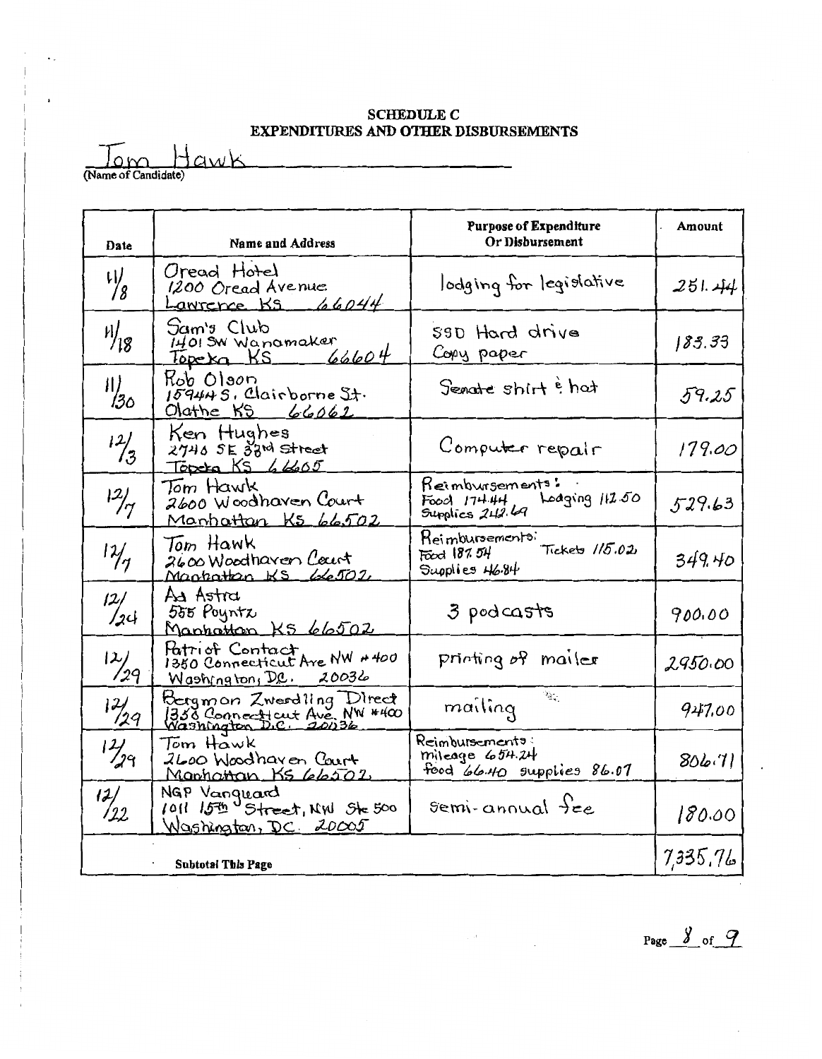**SCHEDULE C**
**EXPENDITURES AND OTHER DISBURSEMENTS**

Tom Hawk
(Name of Candidate)

| Date | Name and Address | Purpose of Expenditure Or Disbursement | Amount |
|---|---|---|---|
| 11/8 | Oread Hotel<br>1200 Oread Avenue<br>Lawrence KS 66044 | lodging for legislative | 251.44 |
| 11/18 | Sam's Club<br>1401 SW Wanamaker<br>Topeka KS 66604 | SSD Hard drive<br>Copy paper | 183.33 |
| 11/30 | Rob Olson<br>15944 S. Clairborne St.<br>Olathe KS 66062 | Senate shirt & hat | 59.25 |
| 12/3 | Ken Hughes<br>2746 SE 33rd Street<br>Topeka KS 66605 | Computer repair | 179.00 |
| 12/7 | Tom Hawk<br>2600 Woodhaven Court<br>Manhattan KS 66502 | Reimbursements:<br>Food 174.44 Lodging 112.50<br>Supplies 242.69 | 529.63 |
| 12/7 | Tom Hawk<br>2600 Woodhaven Court<br>Manhattan KS 66502 | Reimbursements:<br>Food 187.54 Tickets 115.02<br>Supplies 46.84 | 349.40 |
| 12/24 | Ad Astra<br>555 Poyntz<br>Manhattan KS 66502 | 3 podcasts | 900.00 |
| 12/29 | Patriot Contact<br>1350 Connecticut Ave NW #400<br>Washington, DC. 20036 | printing of mailer | 2950.00 |
| 12/29 | Bergman Zwerdling Direct<br>1350 Connecticut Ave. NW #400<br>Washington D.C. 20036 | mailing | 947.00 |
| 12/29 | Tom Hawk<br>2600 Woodhaven Court<br>Manhattan KS 66502 | Reimbursements:<br>mileage 654.24<br>food 66.40 supplies 86.07 | 806.71 |
| 12/22 | NGP Vanguard<br>1011 15th Street, NW Ste 500<br>Washington, DC 20005 | semi-annual fee | 180.00 |
| | **Subtotal This Page** | | 7,335.76 |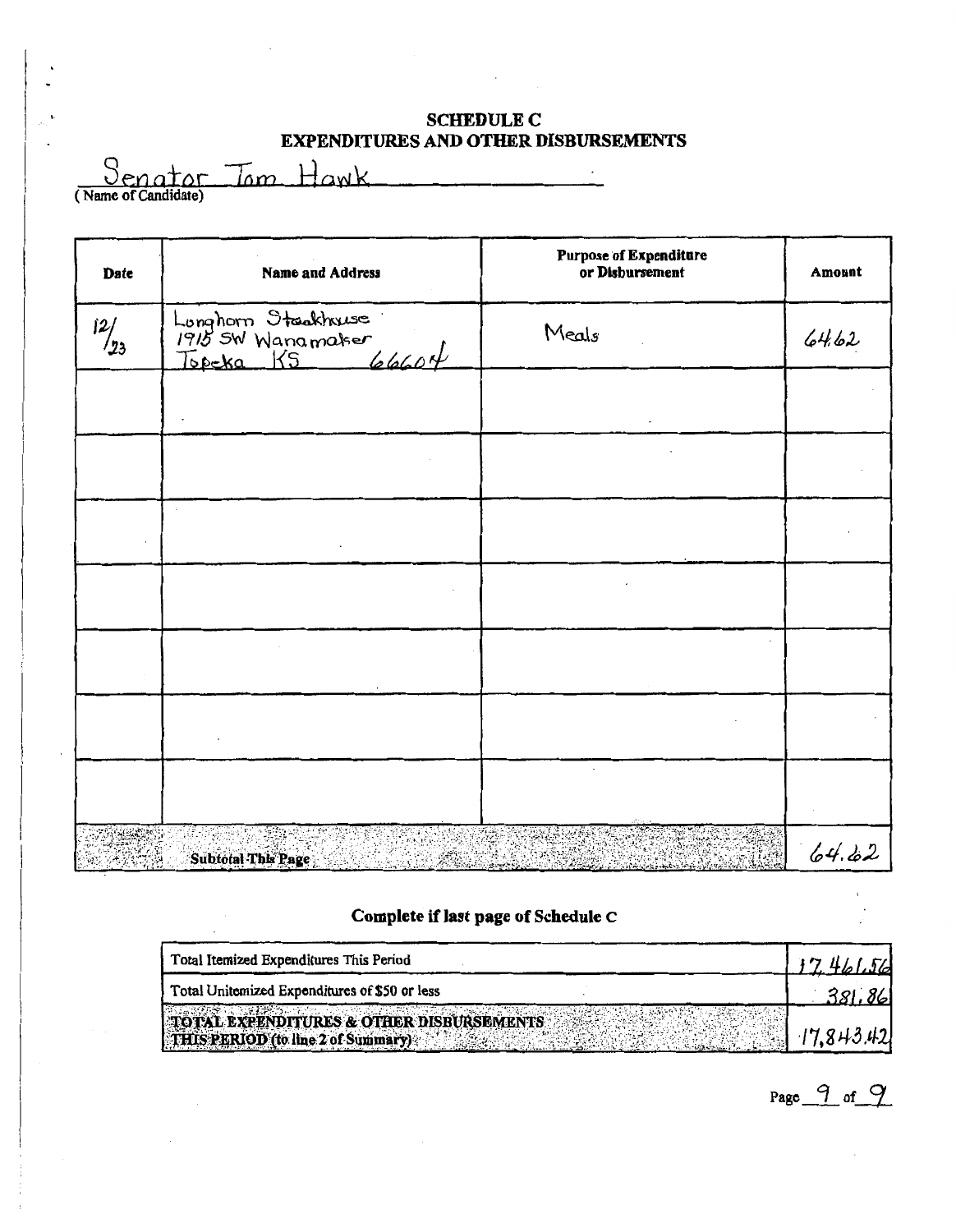# SCHEDULE C
## EXPENDITURES AND OTHER DISBURSEMENTS

Senator Tom Hawk
(Name of Candidate)

| Date | Name and Address | Purpose of Expenditure or Disbursement | Amount |
|---|---|---|---|
| 12/23 | Longhorn Steakhouse 1915 SW Wanamaker Topeka KS 66604 | Meals | 64.62 |
| | | | |
| | | | |
| | | | |
| | | | |
| | | | |
| | | | |
| | | | |
| | Subtotal This Page | | 64.62 |

### Complete if last page of Schedule C

| | |
|---|---|
| Total Itemized Expenditures This Period | 17,461.56 |
| Total Unitemized Expenditures of $50 or less | 381.86 |
| **TOTAL EXPENDITURES & OTHER DISBURSEMENTS THIS PERIOD (to line 2 of Summary)** | 17,843.42 |

Page 9 of 9